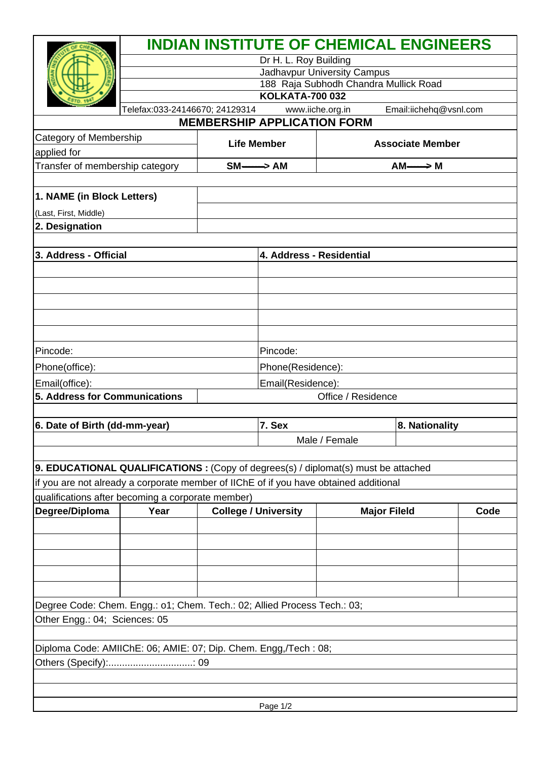# INDIAN INSTITUTE OF CHEMICAL ENGINEERS

Dr H. L. Roy Building
Jadhavpur University Campus
188 Raja Subhodh Chandra Mullick Road
**KOLKATA-700 032**

Telefax:033-24146670; 24129314 www.iiche.org.in Email:iichehq@vsnl.com

## MEMBERSHIP APPLICATION FORM

| Category of Membership applied for | **Life Member** | **Associate Member** |
|---|---|---|
| Transfer of membership category | **SM——> AM** | **AM——> M** |

**1. NAME (in Block Letters)**

(Last, First, Middle)

**2. Designation**

| **3. Address - Official** | **4. Address - Residential** |
|---|---|
| | |
| | |
| | |
| | |
| | |
| Pincode: | Pincode: |
| Phone(office): | Phone(Residence): |
| Email(office): | Email(Residence): |

**5. Address for Communications** Office / Residence

| **6. Date of Birth (dd-mm-year)** | **7. Sex** | **8. Nationality** |
|---|---|---|
| | Male / Female | |

**9. EDUCATIONAL QUALIFICATIONS :** (Copy of degrees(s) / diplomat(s) must be attached if you are not already a corporate member of IIChE of if you have obtained additional qualifications after becoming a corporate member)

| Degree/Diploma | Year | College / University | Major Fileld | Code |
|---|---|---|---|---|
| | | | | |
| | | | | |
| | | | | |
| | | | | |
| | | | | |

Degree Code: Chem. Engg.: o1; Chem. Tech.: 02; Allied Process Tech.: 03;
Other Engg.: 04; Sciences: 05

Diploma Code: AMIIChE: 06; AMIE: 07; Dip. Chem. Engg,/Tech : 08;
Others (Specify):...............................: 09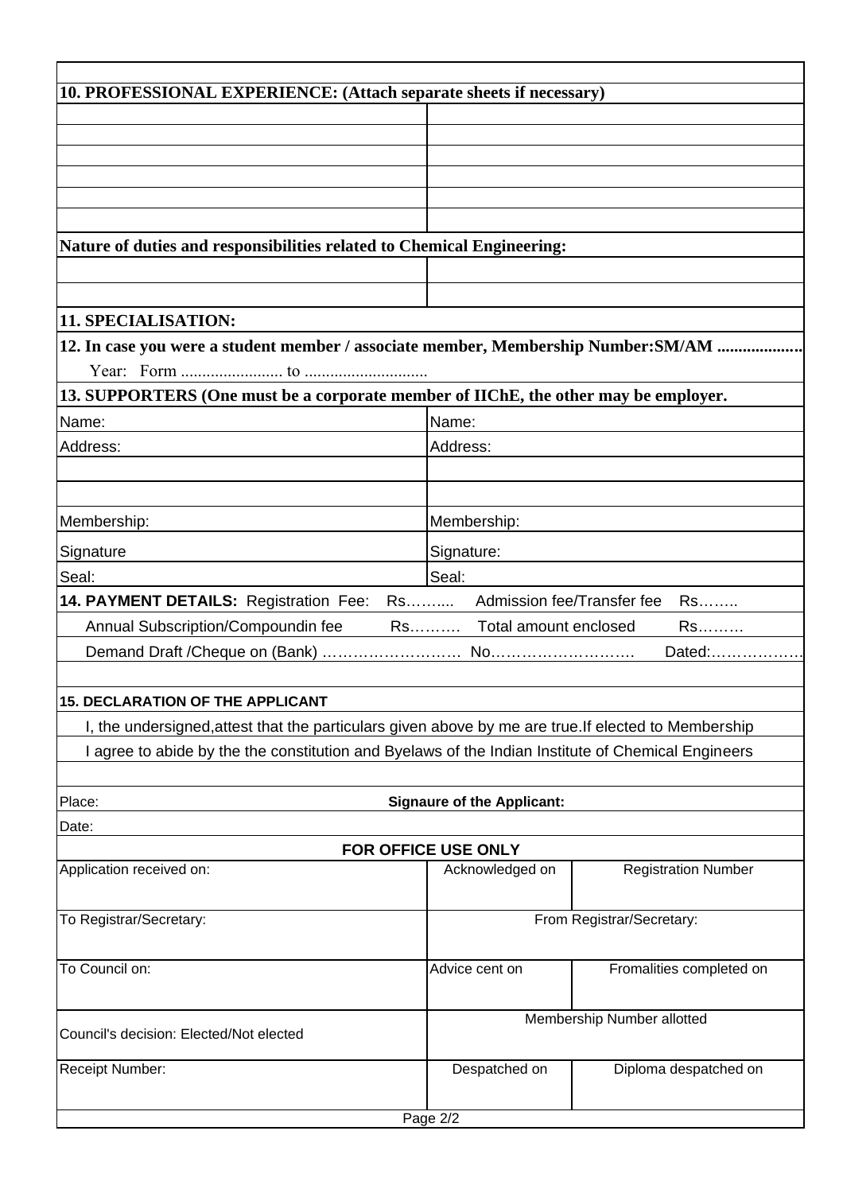**10. PROFESSIONAL EXPERIENCE: (Attach separate sheets if necessary)**

| | |
|---|---|
| | |
| | |
| | |
| | |
| | |
| | |

**Nature of duties and responsibilities related to Chemical Engineering:**

| | |
|---|---|
| | |
| | |

**11. SPECIALISATION:**

**12. In case you were a student member / associate member, Membership Number:SM/AM ....................**

Year: Form ........................ to ............................

**13. SUPPORTERS (One must be a corporate member of IIChE, the other may be employer.**

| | |
|---|---|
| Name: | Name: |
| Address: | Address: |
| | |
| | |
| Membership: | Membership: |
| Signature | Signature: |
| Seal: | Seal: |

**14. PAYMENT DETAILS:** Registration Fee: Rs……... Admission fee/Transfer fee Rs……..

Annual Subscription/Compoundin fee Rs……… Total amount enclosed Rs………

Demand Draft /Cheque on (Bank) ……………………… No………………………. Dated:………………

**15. DECLARATION OF THE APPLICANT**

I, the undersigned,attest that the particulars given above by me are true.If elected to Membership I agree to abide by the the constitution and Byelaws of the Indian Institute of Chemical Engineers

Place: **Signaure of the Applicant:**

Date:

**FOR OFFICE USE ONLY**

| | | |
|---|---|---|
| Application received on: | Acknowledged on | Registration Number |
| To Registrar/Secretary: | From Registrar/Secretary: | |
| To Council on: | Advice cent on | Fromalities completed on |
| Council's decision: Elected/Not elected | Membership Number allotted | |
| Receipt Number: | Despatched on | Diploma despatched on |